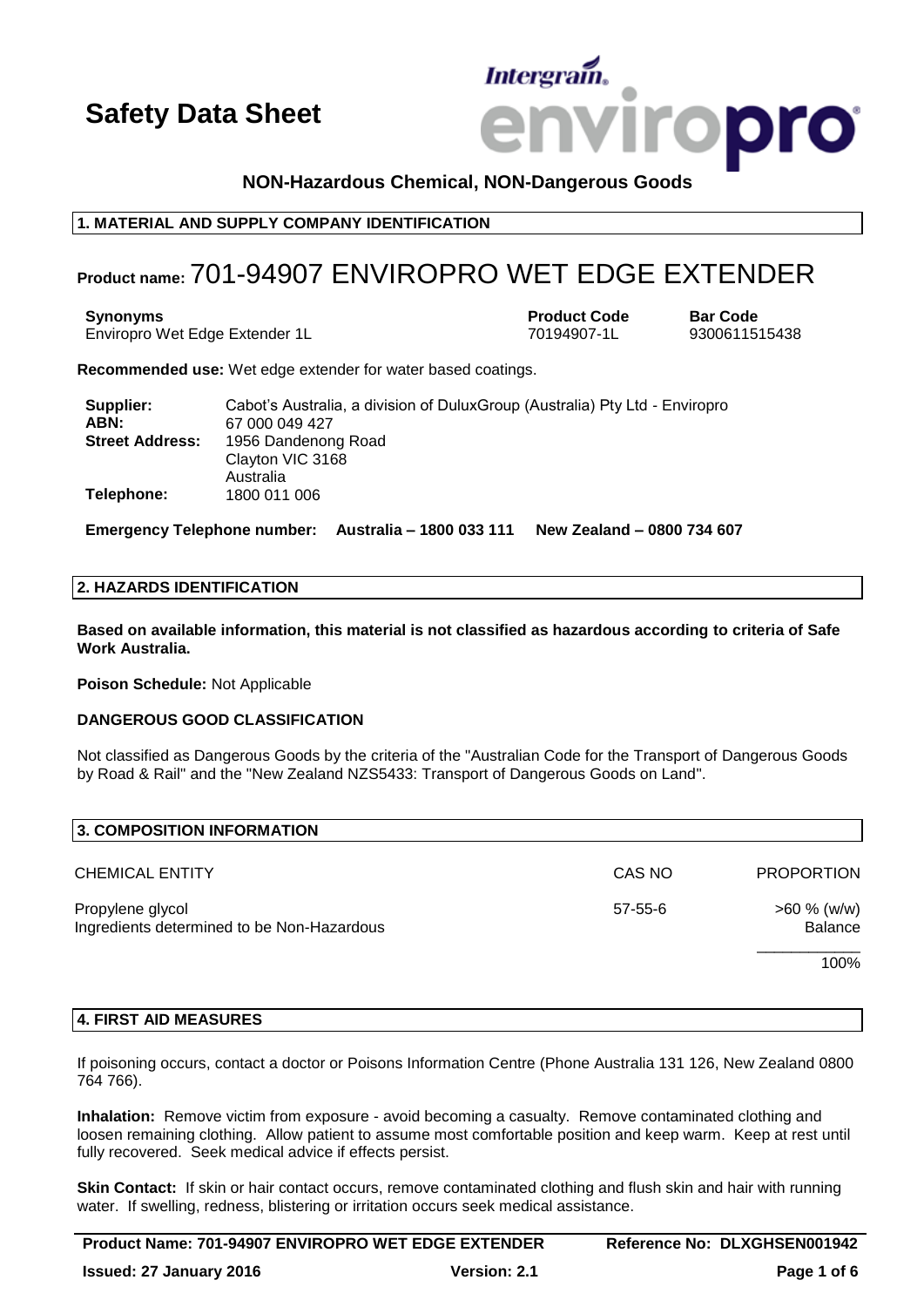# Safety Data Sheet

Intergrain enviropro

**NON-Hazardous Chemical, NON-Dangerous Goods**

## 1. MATERIAL AND SUPPLY COMPANY IDENTIFICATION

**Product name:** 701-94907 ENVIROPRO WET EDGE EXTENDER

| Synonyms | Product Code | Bar Code |
| --- | --- | --- |
| Enviropro Wet Edge Extender 1L | 70194907-1L | 9300611515438 |

**Recommended use:** Wet edge extender for water based coatings.

**Supplier:** Cabot's Australia, a division of DuluxGroup (Australia) Pty Ltd - Enviropro
**ABN:** 67 000 049 427
**Street Address:** 1956 Dandenong Road
Clayton VIC 3168
Australia
**Telephone:** 1800 011 006

**Emergency Telephone number: Australia – 1800 033 111 New Zealand – 0800 734 607**

## 2. HAZARDS IDENTIFICATION

**Based on available information, this material is not classified as hazardous according to criteria of Safe Work Australia.**

**Poison Schedule:** Not Applicable

**DANGEROUS GOOD CLASSIFICATION**

Not classified as Dangerous Goods by the criteria of the "Australian Code for the Transport of Dangerous Goods by Road & Rail" and the "New Zealand NZS5433: Transport of Dangerous Goods on Land".

## 3. COMPOSITION INFORMATION

| CHEMICAL ENTITY | CAS NO | PROPORTION |
| --- | --- | --- |
| Propylene glycol | 57-55-6 | >60 % (w/w) |
| Ingredients determined to be Non-Hazardous | | Balance |
| | | 100% |

## 4. FIRST AID MEASURES

If poisoning occurs, contact a doctor or Poisons Information Centre (Phone Australia 131 126, New Zealand 0800 764 766).

**Inhalation:** Remove victim from exposure - avoid becoming a casualty. Remove contaminated clothing and loosen remaining clothing. Allow patient to assume most comfortable position and keep warm. Keep at rest until fully recovered. Seek medical advice if effects persist.

**Skin Contact:** If skin or hair contact occurs, remove contaminated clothing and flush skin and hair with running water. If swelling, redness, blistering or irritation occurs seek medical assistance.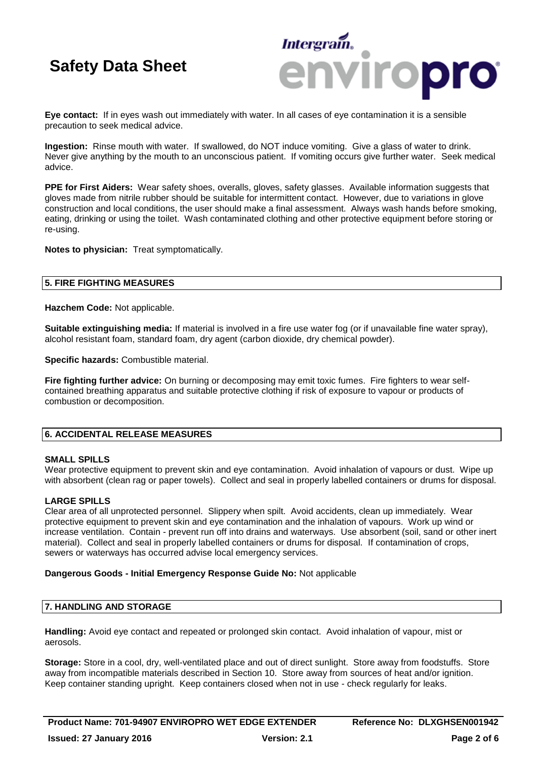**Eye contact:** If in eyes wash out immediately with water. In all cases of eye contamination it is a sensible precaution to seek medical advice.

**Ingestion:** Rinse mouth with water. If swallowed, do NOT induce vomiting. Give a glass of water to drink. Never give anything by the mouth to an unconscious patient. If vomiting occurs give further water. Seek medical advice.

**PPE for First Aiders:** Wear safety shoes, overalls, gloves, safety glasses. Available information suggests that gloves made from nitrile rubber should be suitable for intermittent contact. However, due to variations in glove construction and local conditions, the user should make a final assessment. Always wash hands before smoking, eating, drinking or using the toilet. Wash contaminated clothing and other protective equipment before storing or re-using.

**Notes to physician:** Treat symptomatically.

## 5. FIRE FIGHTING MEASURES

**Hazchem Code:** Not applicable.

**Suitable extinguishing media:** If material is involved in a fire use water fog (or if unavailable fine water spray), alcohol resistant foam, standard foam, dry agent (carbon dioxide, dry chemical powder).

**Specific hazards:** Combustible material.

**Fire fighting further advice:** On burning or decomposing may emit toxic fumes. Fire fighters to wear self-contained breathing apparatus and suitable protective clothing if risk of exposure to vapour or products of combustion or decomposition.

## 6. ACCIDENTAL RELEASE MEASURES

**SMALL SPILLS**
Wear protective equipment to prevent skin and eye contamination. Avoid inhalation of vapours or dust. Wipe up with absorbent (clean rag or paper towels). Collect and seal in properly labelled containers or drums for disposal.

**LARGE SPILLS**
Clear area of all unprotected personnel. Slippery when spilt. Avoid accidents, clean up immediately. Wear protective equipment to prevent skin and eye contamination and the inhalation of vapours. Work up wind or increase ventilation. Contain - prevent run off into drains and waterways. Use absorbent (soil, sand or other inert material). Collect and seal in properly labelled containers or drums for disposal. If contamination of crops, sewers or waterways has occurred advise local emergency services.

**Dangerous Goods - Initial Emergency Response Guide No:** Not applicable

## 7. HANDLING AND STORAGE

**Handling:** Avoid eye contact and repeated or prolonged skin contact. Avoid inhalation of vapour, mist or aerosols.

**Storage:** Store in a cool, dry, well-ventilated place and out of direct sunlight. Store away from foodstuffs. Store away from incompatible materials described in Section 10. Store away from sources of heat and/or ignition. Keep container standing upright. Keep containers closed when not in use - check regularly for leaks.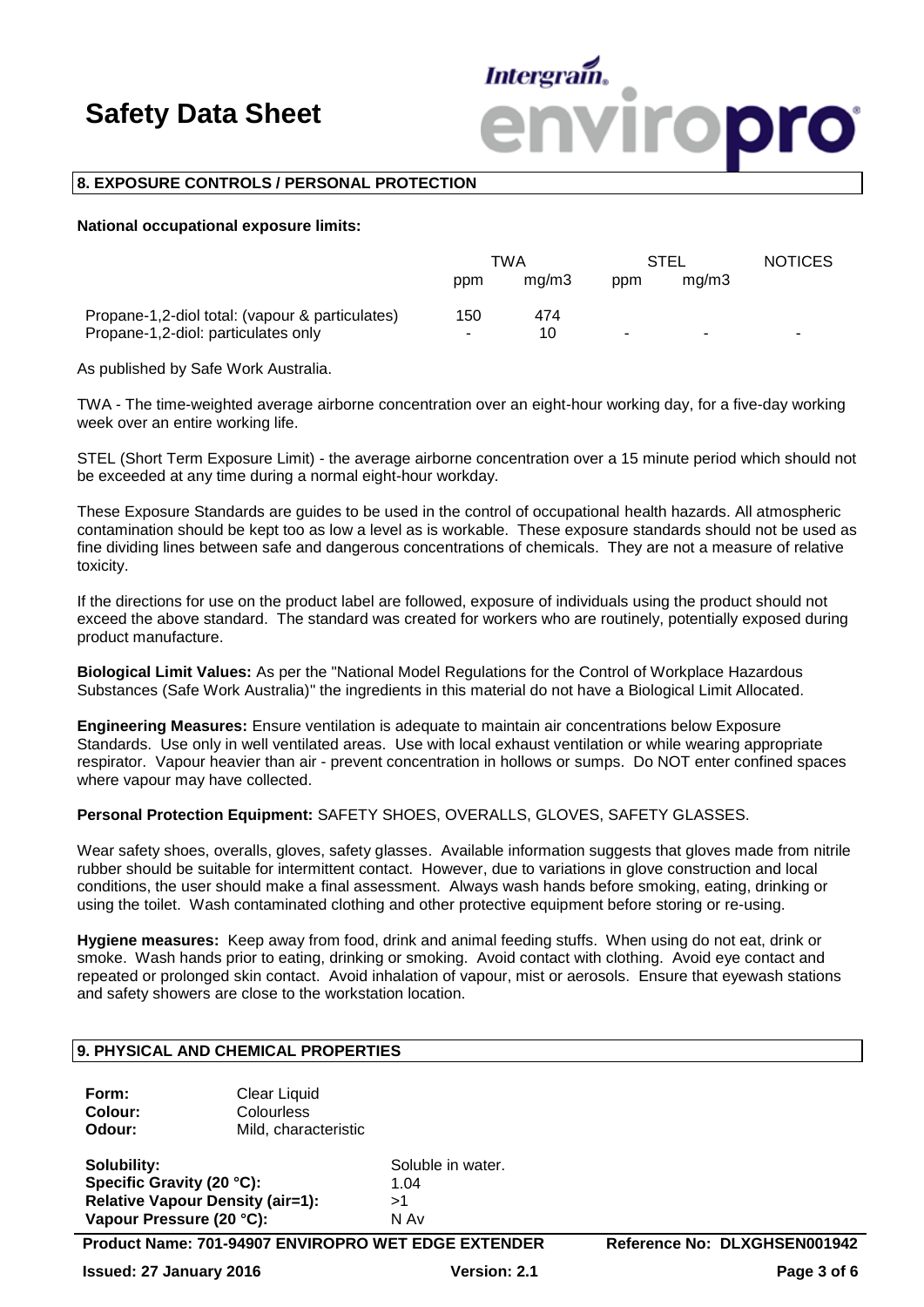## 8. EXPOSURE CONTROLS / PERSONAL PROTECTION

**National occupational exposure limits:**

| | TWA | | STEL | | NOTICES |
|---|---|---|---|---|---|
| | ppm | mg/m3 | ppm | mg/m3 | |
| Propane-1,2-diol total: (vapour & particulates) | 150 | 474 | | | |
| Propane-1,2-diol: particulates only | - | 10 | - | - | - |

As published by Safe Work Australia.

TWA - The time-weighted average airborne concentration over an eight-hour working day, for a five-day working week over an entire working life.

STEL (Short Term Exposure Limit) - the average airborne concentration over a 15 minute period which should not be exceeded at any time during a normal eight-hour workday.

These Exposure Standards are guides to be used in the control of occupational health hazards. All atmospheric contamination should be kept too as low a level as is workable. These exposure standards should not be used as fine dividing lines between safe and dangerous concentrations of chemicals. They are not a measure of relative toxicity.

If the directions for use on the product label are followed, exposure of individuals using the product should not exceed the above standard. The standard was created for workers who are routinely, potentially exposed during product manufacture.

**Biological Limit Values:** As per the "National Model Regulations for the Control of Workplace Hazardous Substances (Safe Work Australia)" the ingredients in this material do not have a Biological Limit Allocated.

**Engineering Measures:** Ensure ventilation is adequate to maintain air concentrations below Exposure Standards. Use only in well ventilated areas. Use with local exhaust ventilation or while wearing appropriate respirator. Vapour heavier than air - prevent concentration in hollows or sumps. Do NOT enter confined spaces where vapour may have collected.

**Personal Protection Equipment:** SAFETY SHOES, OVERALLS, GLOVES, SAFETY GLASSES.

Wear safety shoes, overalls, gloves, safety glasses. Available information suggests that gloves made from nitrile rubber should be suitable for intermittent contact. However, due to variations in glove construction and local conditions, the user should make a final assessment. Always wash hands before smoking, eating, drinking or using the toilet. Wash contaminated clothing and other protective equipment before storing or re-using.

**Hygiene measures:** Keep away from food, drink and animal feeding stuffs. When using do not eat, drink or smoke. Wash hands prior to eating, drinking or smoking. Avoid contact with clothing. Avoid eye contact and repeated or prolonged skin contact. Avoid inhalation of vapour, mist or aerosols. Ensure that eyewash stations and safety showers are close to the workstation location.

## 9. PHYSICAL AND CHEMICAL PROPERTIES

**Form:** Clear Liquid
**Colour:** Colourless
**Odour:** Mild, characteristic

**Solubility:** Soluble in water.
**Specific Gravity (20 °C):** 1.04
**Relative Vapour Density (air=1):** >1
**Vapour Pressure (20 °C):** N Av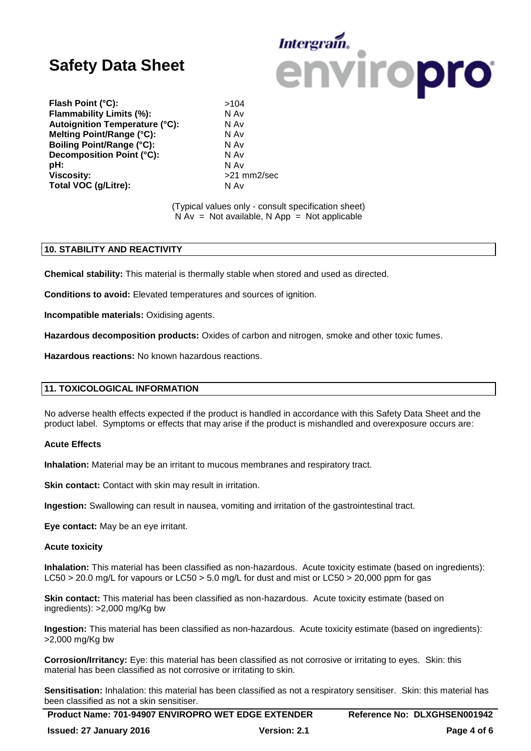| | |
|---|---|
| **Flash Point (°C):** | >104 |
| **Flammability Limits (%):** | N Av |
| **Autoignition Temperature (°C):** | N Av |
| **Melting Point/Range (°C):** | N Av |
| **Boiling Point/Range (°C):** | N Av |
| **Decomposition Point (°C):** | N Av |
| **pH:** | N Av |
| **Viscosity:** | >21 mm2/sec |
| **Total VOC (g/Litre):** | N Av |

(Typical values only - consult specification sheet)
N Av = Not available, N App = Not applicable

## 10. STABILITY AND REACTIVITY

**Chemical stability:** This material is thermally stable when stored and used as directed.

**Conditions to avoid:** Elevated temperatures and sources of ignition.

**Incompatible materials:** Oxidising agents.

**Hazardous decomposition products:** Oxides of carbon and nitrogen, smoke and other toxic fumes.

**Hazardous reactions:** No known hazardous reactions.

## 11. TOXICOLOGICAL INFORMATION

No adverse health effects expected if the product is handled in accordance with this Safety Data Sheet and the product label. Symptoms or effects that may arise if the product is mishandled and overexposure occurs are:

**Acute Effects**

**Inhalation:** Material may be an irritant to mucous membranes and respiratory tract.

**Skin contact:** Contact with skin may result in irritation.

**Ingestion:** Swallowing can result in nausea, vomiting and irritation of the gastrointestinal tract.

**Eye contact:** May be an eye irritant.

**Acute toxicity**

**Inhalation:** This material has been classified as non-hazardous. Acute toxicity estimate (based on ingredients): LC50 > 20.0 mg/L for vapours or LC50 > 5.0 mg/L for dust and mist or LC50 > 20,000 ppm for gas

**Skin contact:** This material has been classified as non-hazardous. Acute toxicity estimate (based on ingredients): >2,000 mg/Kg bw

**Ingestion:** This material has been classified as non-hazardous. Acute toxicity estimate (based on ingredients): >2,000 mg/Kg bw

**Corrosion/Irritancy:** Eye: this material has been classified as not corrosive or irritating to eyes. Skin: this material has been classified as not corrosive or irritating to skin.

**Sensitisation:** Inhalation: this material has been classified as not a respiratory sensitiser. Skin: this material has been classified as not a skin sensitiser.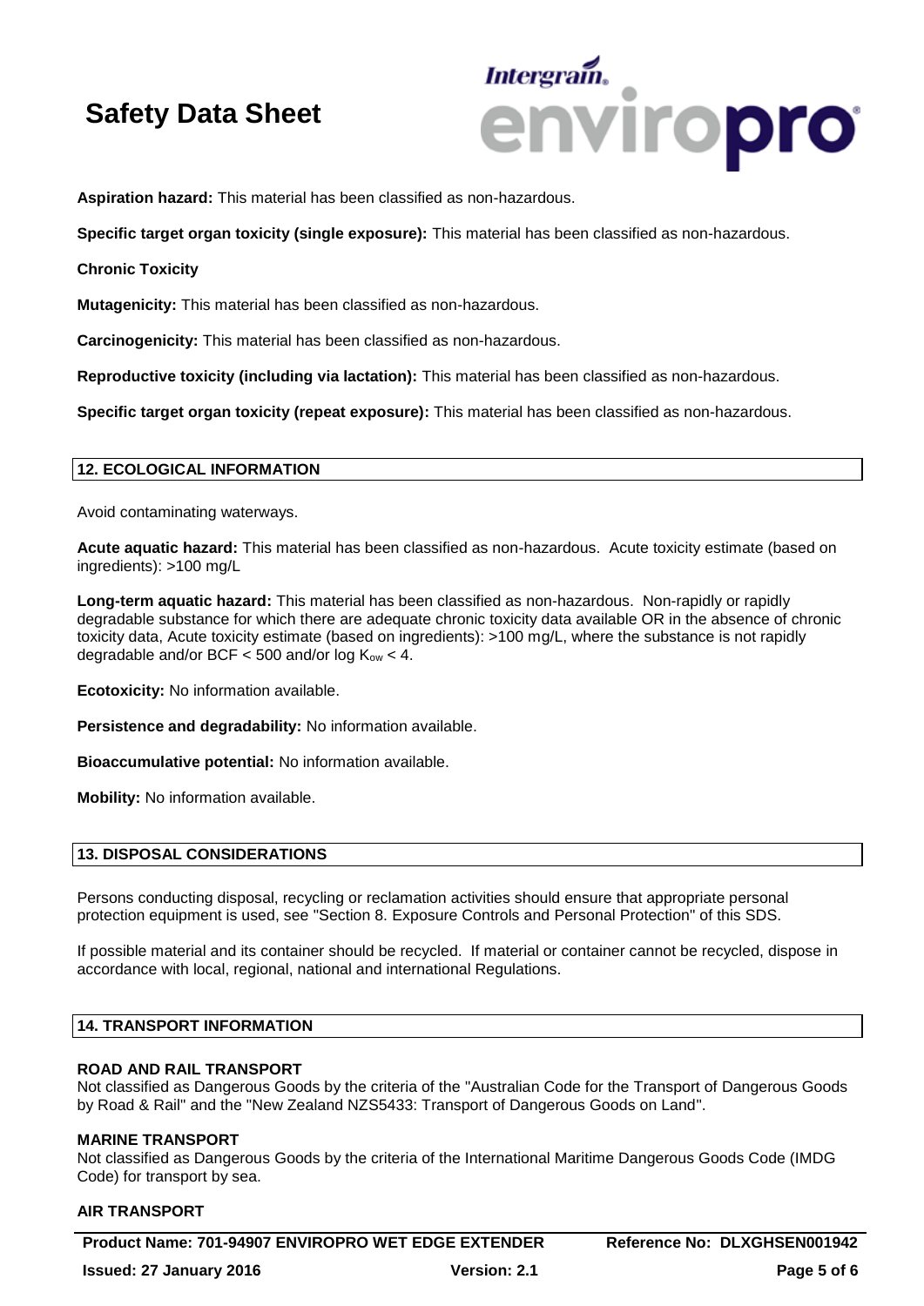**Aspiration hazard:** This material has been classified as non-hazardous.

**Specific target organ toxicity (single exposure):** This material has been classified as non-hazardous.

**Chronic Toxicity**

**Mutagenicity:** This material has been classified as non-hazardous.

**Carcinogenicity:** This material has been classified as non-hazardous.

**Reproductive toxicity (including via lactation):** This material has been classified as non-hazardous.

**Specific target organ toxicity (repeat exposure):** This material has been classified as non-hazardous.

## 12. ECOLOGICAL INFORMATION

Avoid contaminating waterways.

**Acute aquatic hazard:** This material has been classified as non-hazardous. Acute toxicity estimate (based on ingredients): >100 mg/L

**Long-term aquatic hazard:** This material has been classified as non-hazardous. Non-rapidly or rapidly degradable substance for which there are adequate chronic toxicity data available OR in the absence of chronic toxicity data, Acute toxicity estimate (based on ingredients): >100 mg/L, where the substance is not rapidly degradable and/or BCF < 500 and/or log $K_{ow}$ < 4.

**Ecotoxicity:** No information available.

**Persistence and degradability:** No information available.

**Bioaccumulative potential:** No information available.

**Mobility:** No information available.

## 13. DISPOSAL CONSIDERATIONS

Persons conducting disposal, recycling or reclamation activities should ensure that appropriate personal protection equipment is used, see "Section 8. Exposure Controls and Personal Protection" of this SDS.

If possible material and its container should be recycled. If material or container cannot be recycled, dispose in accordance with local, regional, national and international Regulations.

## 14. TRANSPORT INFORMATION

**ROAD AND RAIL TRANSPORT**
Not classified as Dangerous Goods by the criteria of the "Australian Code for the Transport of Dangerous Goods by Road & Rail" and the "New Zealand NZS5433: Transport of Dangerous Goods on Land".

**MARINE TRANSPORT**
Not classified as Dangerous Goods by the criteria of the International Maritime Dangerous Goods Code (IMDG Code) for transport by sea.

**AIR TRANSPORT**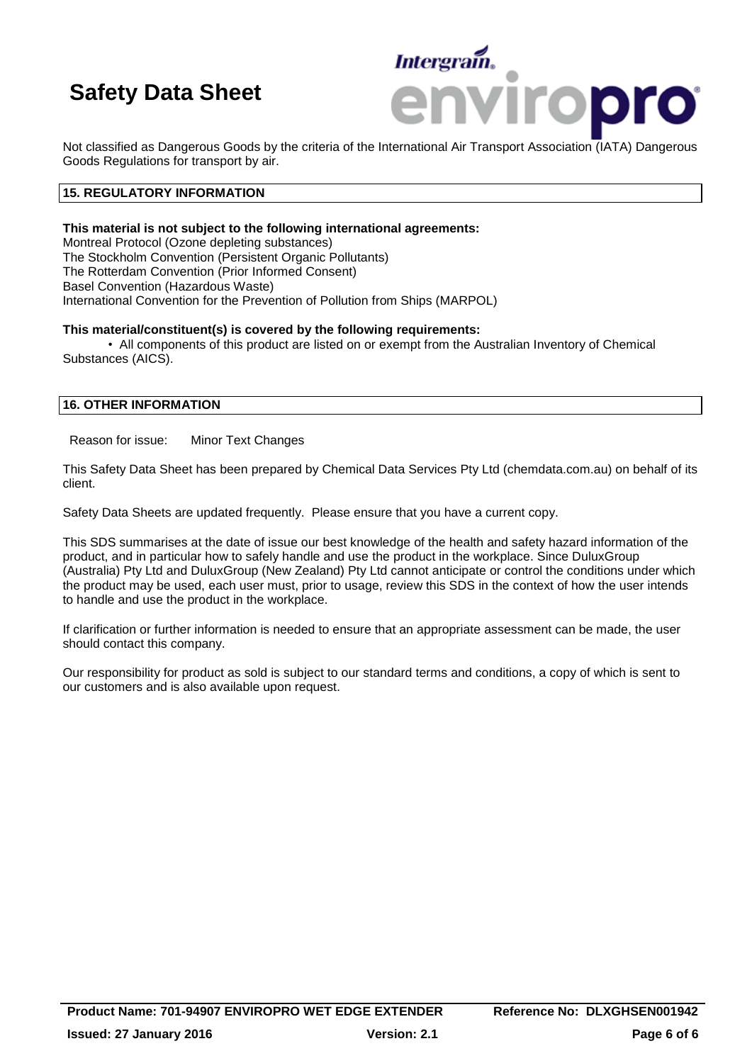Not classified as Dangerous Goods by the criteria of the International Air Transport Association (IATA) Dangerous Goods Regulations for transport by air.

## 15. REGULATORY INFORMATION

**This material is not subject to the following international agreements:**

Montreal Protocol (Ozone depleting substances)
The Stockholm Convention (Persistent Organic Pollutants)
The Rotterdam Convention (Prior Informed Consent)
Basel Convention (Hazardous Waste)
International Convention for the Prevention of Pollution from Ships (MARPOL)

**This material/constituent(s) is covered by the following requirements:**

- All components of this product are listed on or exempt from the Australian Inventory of Chemical Substances (AICS).

## 16. OTHER INFORMATION

Reason for issue: Minor Text Changes

This Safety Data Sheet has been prepared by Chemical Data Services Pty Ltd (chemdata.com.au) on behalf of its client.

Safety Data Sheets are updated frequently. Please ensure that you have a current copy.

This SDS summarises at the date of issue our best knowledge of the health and safety hazard information of the product, and in particular how to safely handle and use the product in the workplace. Since DuluxGroup (Australia) Pty Ltd and DuluxGroup (New Zealand) Pty Ltd cannot anticipate or control the conditions under which the product may be used, each user must, prior to usage, review this SDS in the context of how the user intends to handle and use the product in the workplace.

If clarification or further information is needed to ensure that an appropriate assessment can be made, the user should contact this company.

Our responsibility for product as sold is subject to our standard terms and conditions, a copy of which is sent to our customers and is also available upon request.